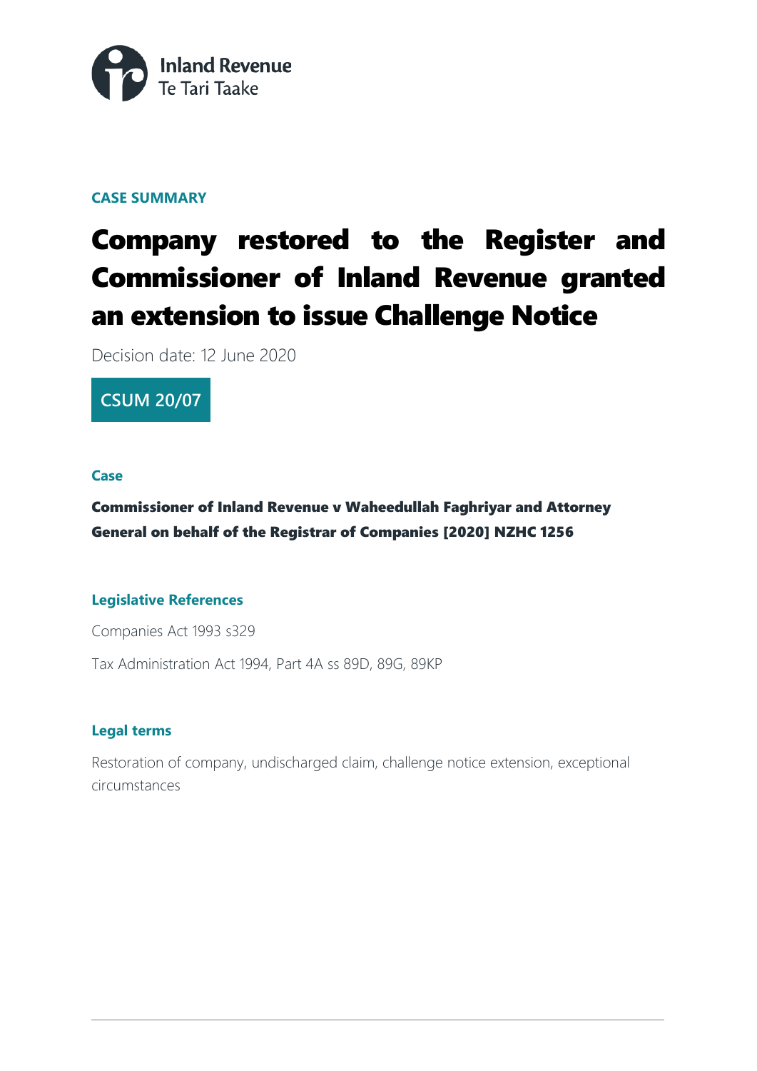Inland Revenue
Te Tari Taake

**CASE SUMMARY**

# Company restored to the Register and Commissioner of Inland Revenue granted an extension to issue Challenge Notice

Decision date: 12 June 2020

**CSUM 20/07**

### Case

**Commissioner of Inland Revenue v Waheedullah Faghriyar and Attorney General on behalf of the Registrar of Companies [2020] NZHC 1256**

### Legislative References

Companies Act 1993 s329

Tax Administration Act 1994, Part 4A ss 89D, 89G, 89KP

### Legal terms

Restoration of company, undischarged claim, challenge notice extension, exceptional circumstances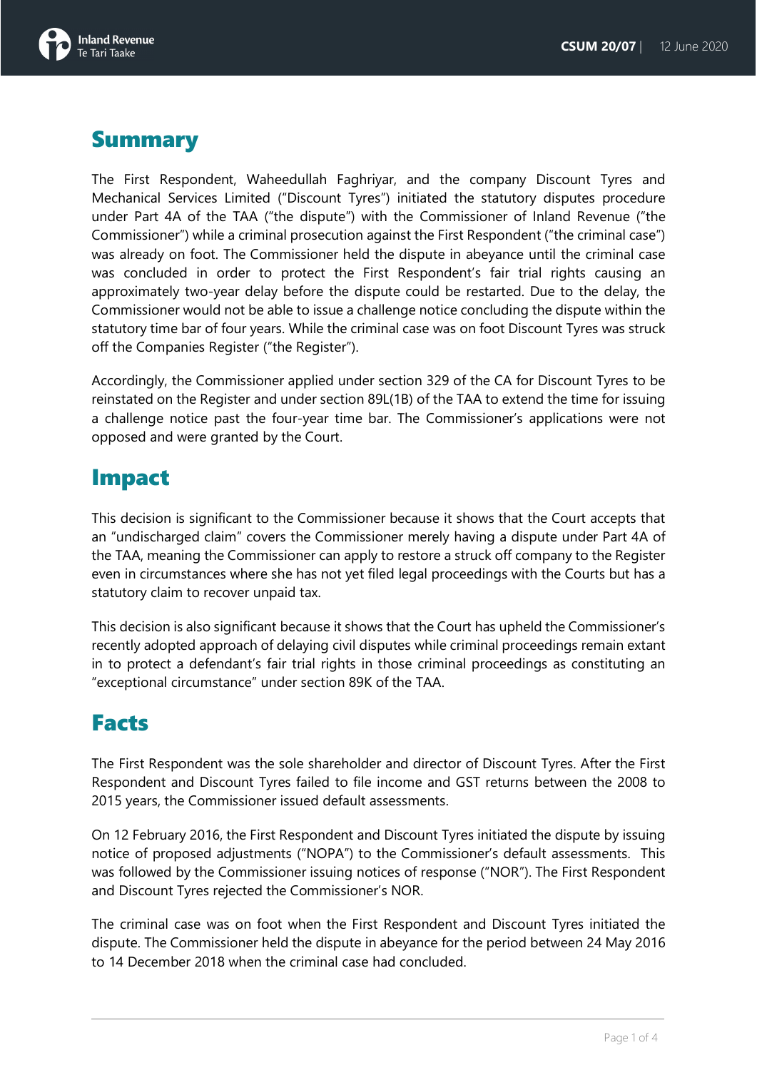# Summary

The First Respondent, Waheedullah Faghriyar, and the company Discount Tyres and Mechanical Services Limited ("Discount Tyres") initiated the statutory disputes procedure under Part 4A of the TAA ("the dispute") with the Commissioner of Inland Revenue ("the Commissioner") while a criminal prosecution against the First Respondent ("the criminal case") was already on foot. The Commissioner held the dispute in abeyance until the criminal case was concluded in order to protect the First Respondent's fair trial rights causing an approximately two-year delay before the dispute could be restarted. Due to the delay, the Commissioner would not be able to issue a challenge notice concluding the dispute within the statutory time bar of four years. While the criminal case was on foot Discount Tyres was struck off the Companies Register ("the Register").

Accordingly, the Commissioner applied under section 329 of the CA for Discount Tyres to be reinstated on the Register and under section 89L(1B) of the TAA to extend the time for issuing a challenge notice past the four-year time bar. The Commissioner's applications were not opposed and were granted by the Court.

# Impact

This decision is significant to the Commissioner because it shows that the Court accepts that an "undischarged claim" covers the Commissioner merely having a dispute under Part 4A of the TAA, meaning the Commissioner can apply to restore a struck off company to the Register even in circumstances where she has not yet filed legal proceedings with the Courts but has a statutory claim to recover unpaid tax.

This decision is also significant because it shows that the Court has upheld the Commissioner's recently adopted approach of delaying civil disputes while criminal proceedings remain extant in to protect a defendant's fair trial rights in those criminal proceedings as constituting an "exceptional circumstance" under section 89K of the TAA.

# Facts

The First Respondent was the sole shareholder and director of Discount Tyres. After the First Respondent and Discount Tyres failed to file income and GST returns between the 2008 to 2015 years, the Commissioner issued default assessments.

On 12 February 2016, the First Respondent and Discount Tyres initiated the dispute by issuing notice of proposed adjustments ("NOPA") to the Commissioner's default assessments. This was followed by the Commissioner issuing notices of response ("NOR"). The First Respondent and Discount Tyres rejected the Commissioner's NOR.

The criminal case was on foot when the First Respondent and Discount Tyres initiated the dispute. The Commissioner held the dispute in abeyance for the period between 24 May 2016 to 14 December 2018 when the criminal case had concluded.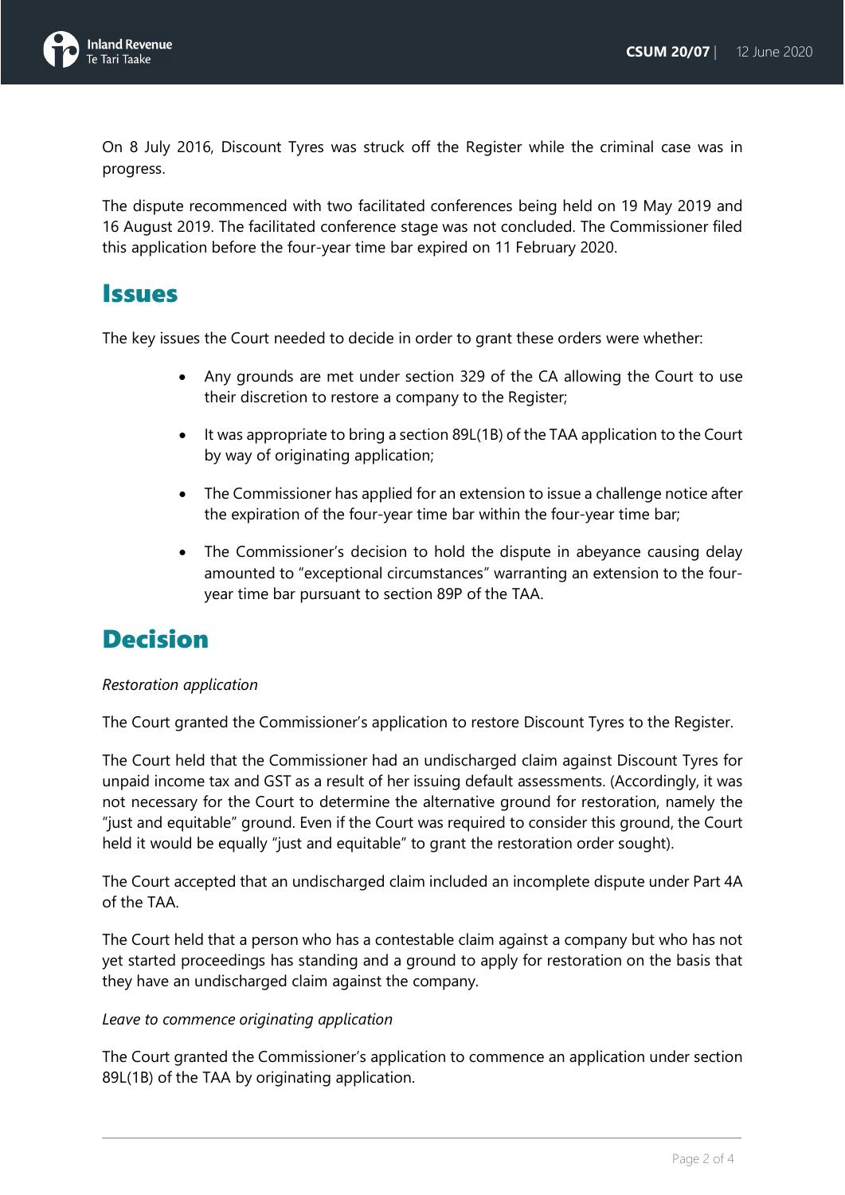On 8 July 2016, Discount Tyres was struck off the Register while the criminal case was in progress.

The dispute recommenced with two facilitated conferences being held on 19 May 2019 and 16 August 2019. The facilitated conference stage was not concluded. The Commissioner filed this application before the four-year time bar expired on 11 February 2020.

# Issues

The key issues the Court needed to decide in order to grant these orders were whether:

- Any grounds are met under section 329 of the CA allowing the Court to use their discretion to restore a company to the Register;
- It was appropriate to bring a section 89L(1B) of the TAA application to the Court by way of originating application;
- The Commissioner has applied for an extension to issue a challenge notice after the expiration of the four-year time bar within the four-year time bar;
- The Commissioner's decision to hold the dispute in abeyance causing delay amounted to "exceptional circumstances" warranting an extension to the four-year time bar pursuant to section 89P of the TAA.

# Decision

*Restoration application*

The Court granted the Commissioner's application to restore Discount Tyres to the Register.

The Court held that the Commissioner had an undischarged claim against Discount Tyres for unpaid income tax and GST as a result of her issuing default assessments. (Accordingly, it was not necessary for the Court to determine the alternative ground for restoration, namely the "just and equitable" ground. Even if the Court was required to consider this ground, the Court held it would be equally "just and equitable" to grant the restoration order sought).

The Court accepted that an undischarged claim included an incomplete dispute under Part 4A of the TAA.

The Court held that a person who has a contestable claim against a company but who has not yet started proceedings has standing and a ground to apply for restoration on the basis that they have an undischarged claim against the company.

*Leave to commence originating application*

The Court granted the Commissioner's application to commence an application under section 89L(1B) of the TAA by originating application.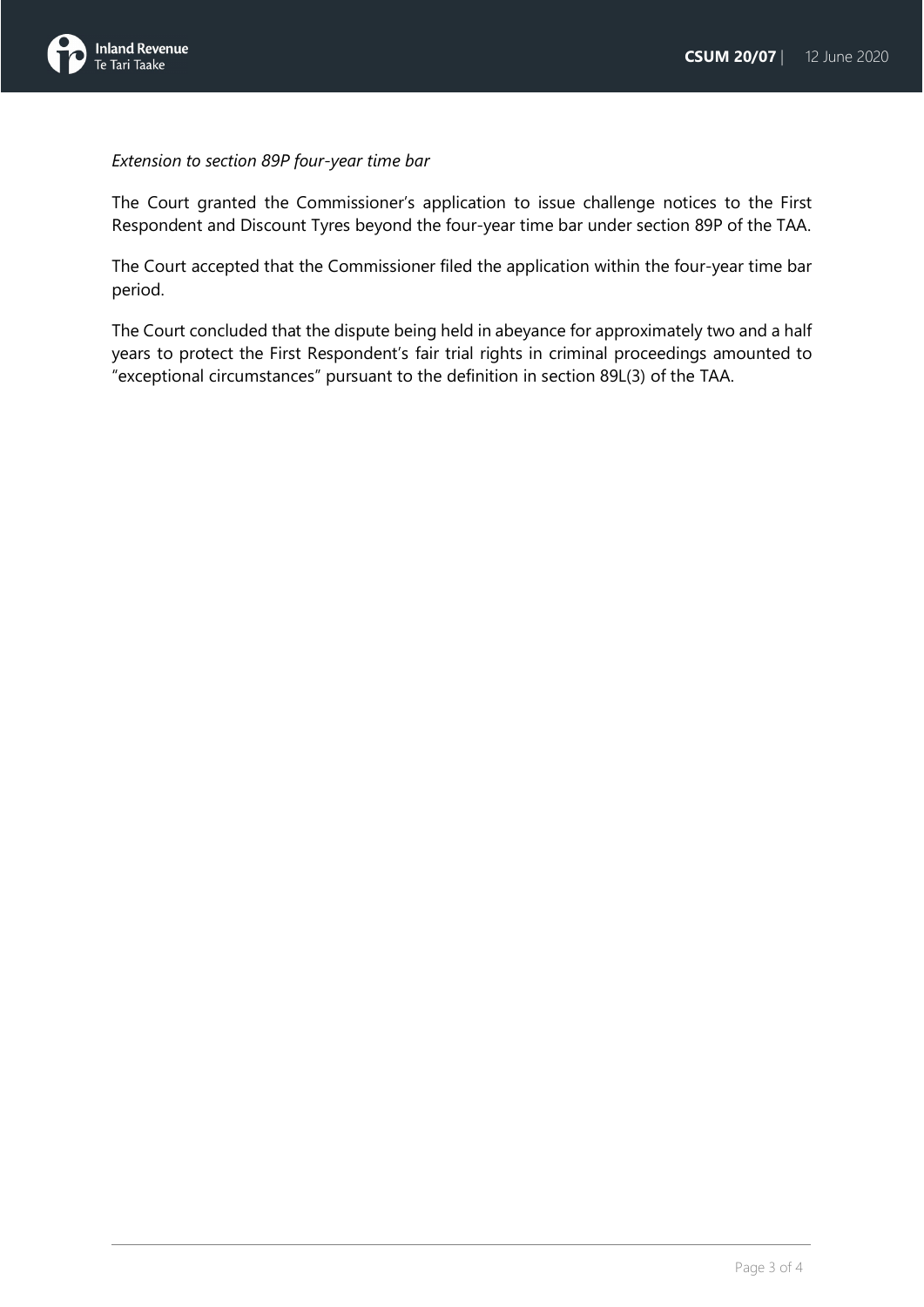*Extension to section 89P four-year time bar*

The Court granted the Commissioner's application to issue challenge notices to the First Respondent and Discount Tyres beyond the four-year time bar under section 89P of the TAA.

The Court accepted that the Commissioner filed the application within the four-year time bar period.

The Court concluded that the dispute being held in abeyance for approximately two and a half years to protect the First Respondent's fair trial rights in criminal proceedings amounted to "exceptional circumstances" pursuant to the definition in section 89L(3) of the TAA.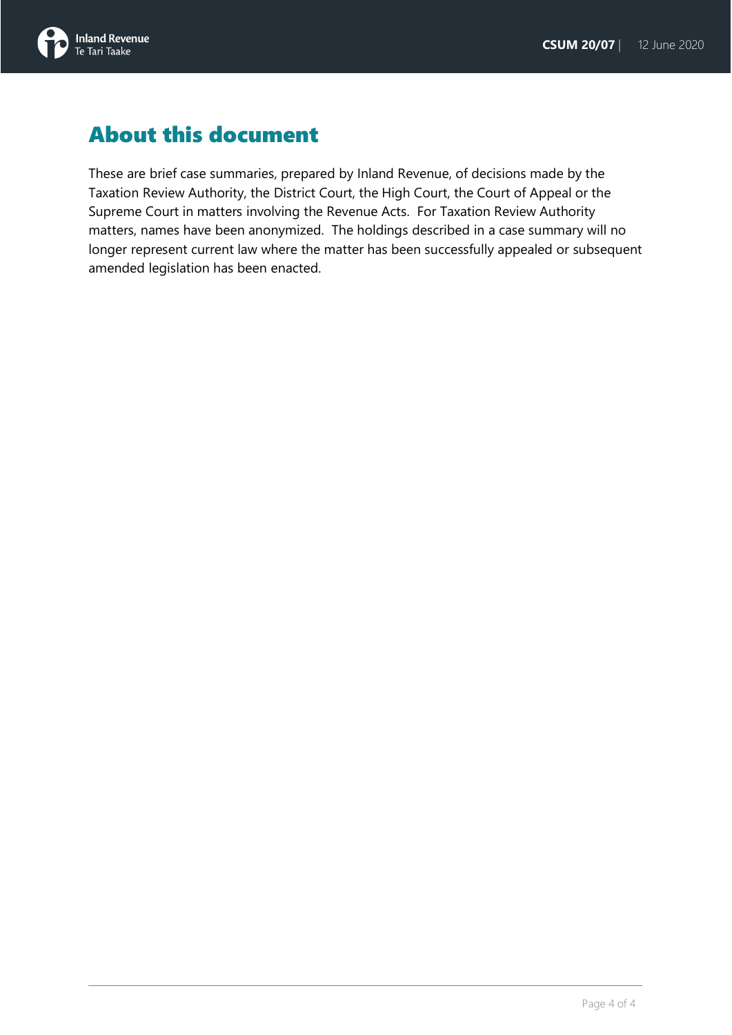# About this document

These are brief case summaries, prepared by Inland Revenue, of decisions made by the Taxation Review Authority, the District Court, the High Court, the Court of Appeal or the Supreme Court in matters involving the Revenue Acts. For Taxation Review Authority matters, names have been anonymized. The holdings described in a case summary will no longer represent current law where the matter has been successfully appealed or subsequent amended legislation has been enacted.